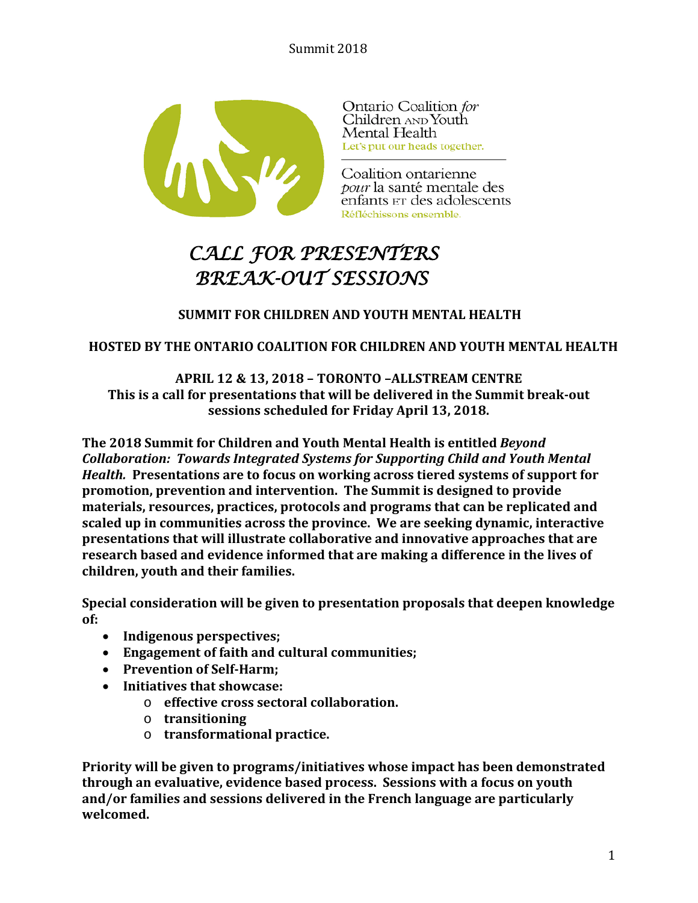Ontario Coalition *for* Children AND Youth Mental Health
Let's put our heads together.

Coalition ontarienne *pour* la santé mentale des enfants ET des adolescents
Réfléchissons ensemble.

# *CALL FOR PRESENTERS BREAK-OUT SESSIONS*

**SUMMIT FOR CHILDREN AND YOUTH MENTAL HEALTH**

**HOSTED BY THE ONTARIO COALITION FOR CHILDREN AND YOUTH MENTAL HEALTH**

**APRIL 12 & 13, 2018 – TORONTO –ALLSTREAM CENTRE**
**This is a call for presentations that will be delivered in the Summit break-out sessions scheduled for Friday April 13, 2018.**

**The 2018 Summit for Children and Youth Mental Health is entitled *Beyond Collaboration: Towards Integrated Systems for Supporting Child and Youth Mental Health.* Presentations are to focus on working across tiered systems of support for promotion, prevention and intervention. The Summit is designed to provide materials, resources, practices, protocols and programs that can be replicated and scaled up in communities across the province. We are seeking dynamic, interactive presentations that will illustrate collaborative and innovative approaches that are research based and evidence informed that are making a difference in the lives of children, youth and their families.**

**Special consideration will be given to presentation proposals that deepen knowledge of:**

- **Indigenous perspectives;**
- **Engagement of faith and cultural communities;**
- **Prevention of Self-Harm;**
- **Initiatives that showcase:**
  - **effective cross sectoral collaboration.**
  - **transitioning**
  - **transformational practice.**

**Priority will be given to programs/initiatives whose impact has been demonstrated through an evaluative, evidence based process. Sessions with a focus on youth and/or families and sessions delivered in the French language are particularly welcomed.**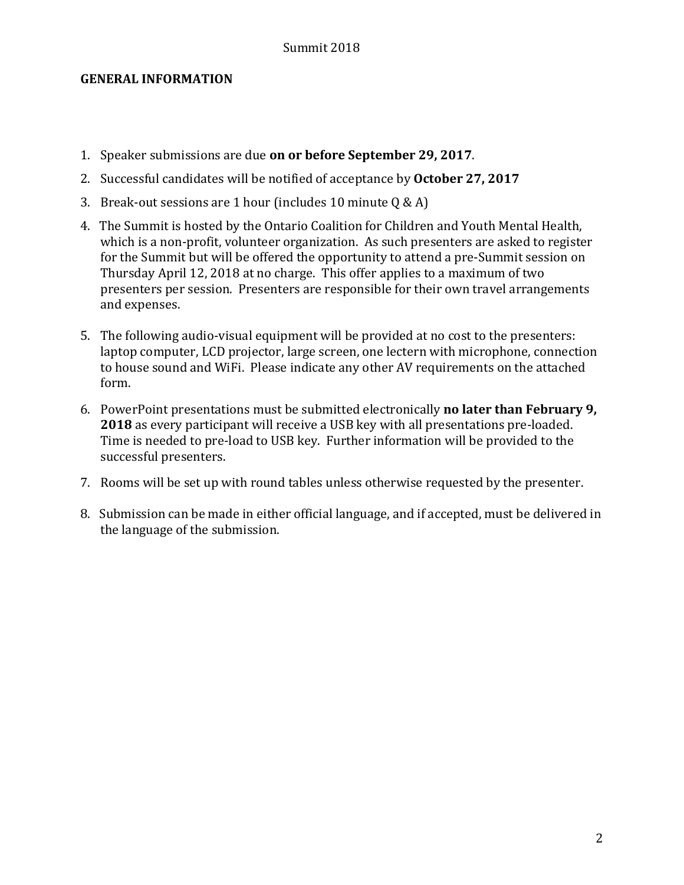**GENERAL INFORMATION**

1. Speaker submissions are due **on or before September 29, 2017**.
2. Successful candidates will be notified of acceptance by **October 27, 2017**
3. Break-out sessions are 1 hour (includes 10 minute Q & A)
4. The Summit is hosted by the Ontario Coalition for Children and Youth Mental Health, which is a non-profit, volunteer organization. As such presenters are asked to register for the Summit but will be offered the opportunity to attend a pre-Summit session on Thursday April 12, 2018 at no charge. This offer applies to a maximum of two presenters per session. Presenters are responsible for their own travel arrangements and expenses.
5. The following audio-visual equipment will be provided at no cost to the presenters: laptop computer, LCD projector, large screen, one lectern with microphone, connection to house sound and WiFi. Please indicate any other AV requirements on the attached form.
6. PowerPoint presentations must be submitted electronically **no later than February 9, 2018** as every participant will receive a USB key with all presentations pre-loaded. Time is needed to pre-load to USB key. Further information will be provided to the successful presenters.
7. Rooms will be set up with round tables unless otherwise requested by the presenter.
8. Submission can be made in either official language, and if accepted, must be delivered in the language of the submission.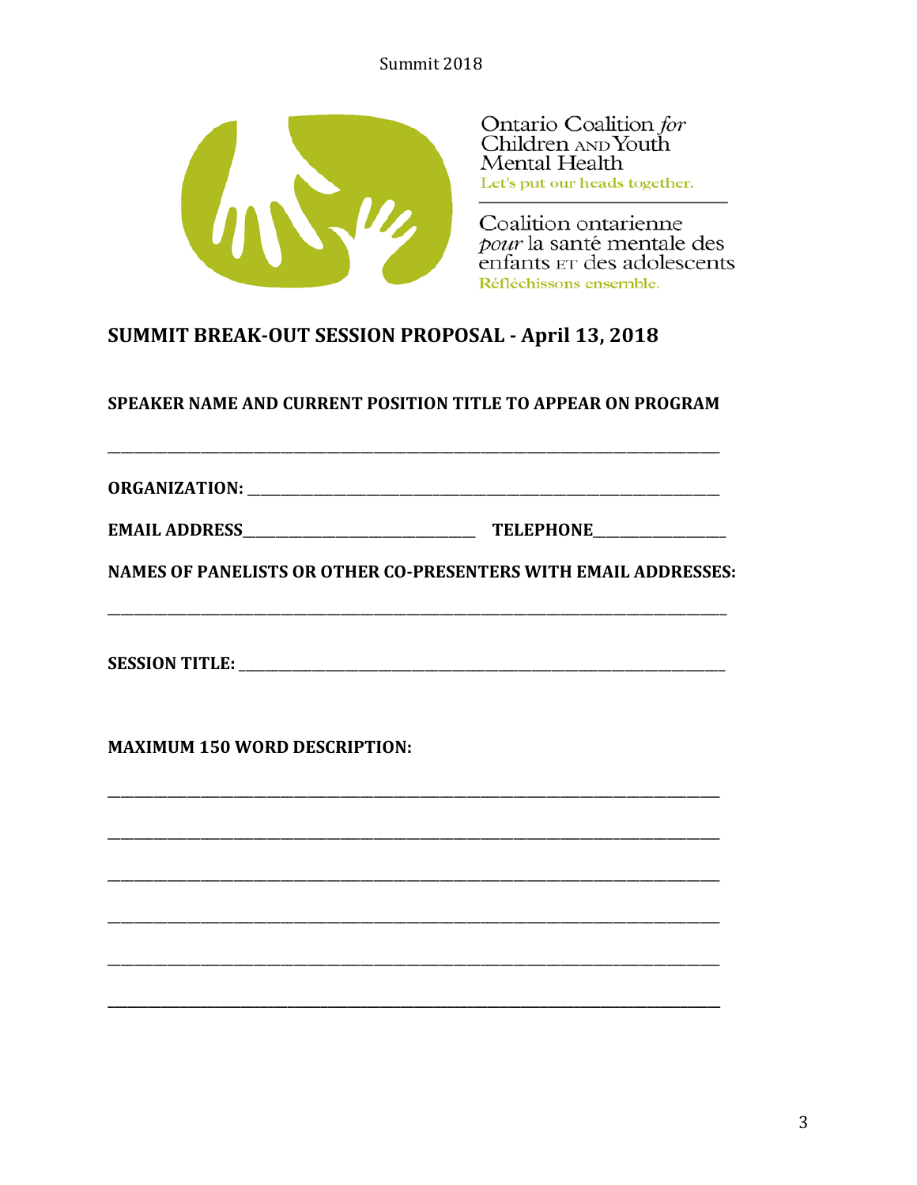Ontario Coalition *for* Children AND Youth Mental Health
Let's put our heads together.

Coalition ontarienne *pour* la santé mentale des enfants ET des adolescents
Réfléchissons ensemble.

## SUMMIT BREAK-OUT SESSION PROPOSAL - April 13, 2018

**SPEAKER NAME AND CURRENT POSITION TITLE TO APPEAR ON PROGRAM**

_______________________________________________________________________________

**ORGANIZATION:** _______________________________________________________________

**EMAIL ADDRESS**_____________________________ **TELEPHONE**________________

**NAMES OF PANELISTS OR OTHER CO-PRESENTERS WITH EMAIL ADDRESSES:**

_______________________________________________________________________________

**SESSION TITLE:** ______________________________________________________________

**MAXIMUM 150 WORD DESCRIPTION:**

_______________________________________________________________________________

_______________________________________________________________________________

_______________________________________________________________________________

_______________________________________________________________________________

_______________________________________________________________________________

_______________________________________________________________________________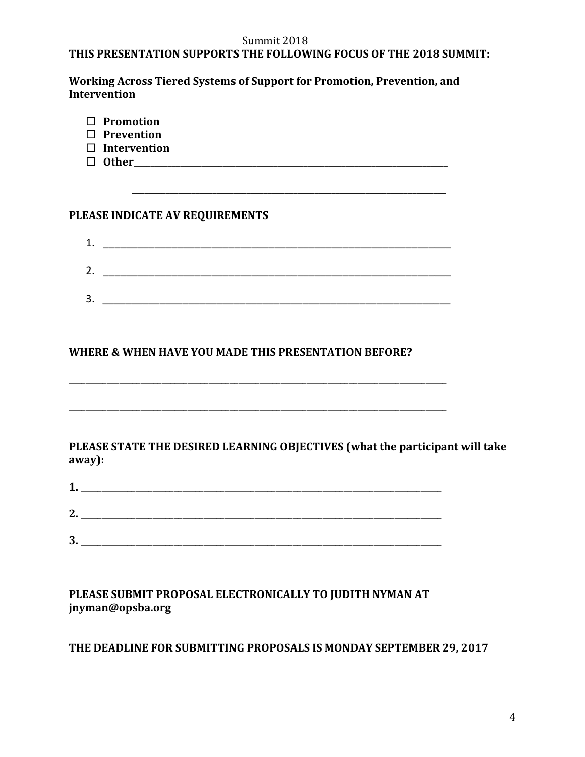Summit 2018

**THIS PRESENTATION SUPPORTS THE FOLLOWING FOCUS OF THE 2018 SUMMIT:**

**Working Across Tiered Systems of Support for Promotion, Prevention, and Intervention**

- ☐ **Promotion**
- ☐ **Prevention**
- ☐ **Intervention**
- ☐ **Other**______________________________________________________________

______________________________________________________________

**PLEASE INDICATE AV REQUIREMENTS**

1. ______________________________________________________________
2. ______________________________________________________________
3. ______________________________________________________________

**WHERE & WHEN HAVE YOU MADE THIS PRESENTATION BEFORE?**

______________________________________________________________

______________________________________________________________

**PLEASE STATE THE DESIRED LEARNING OBJECTIVES (what the participant will take away):**

**1.** ______________________________________________________________

**2.** ______________________________________________________________

**3.** ______________________________________________________________

**PLEASE SUBMIT PROPOSAL ELECTRONICALLY TO JUDITH NYMAN AT jnyman@opsba.org**

**THE DEADLINE FOR SUBMITTING PROPOSALS IS MONDAY SEPTEMBER 29, 2017**